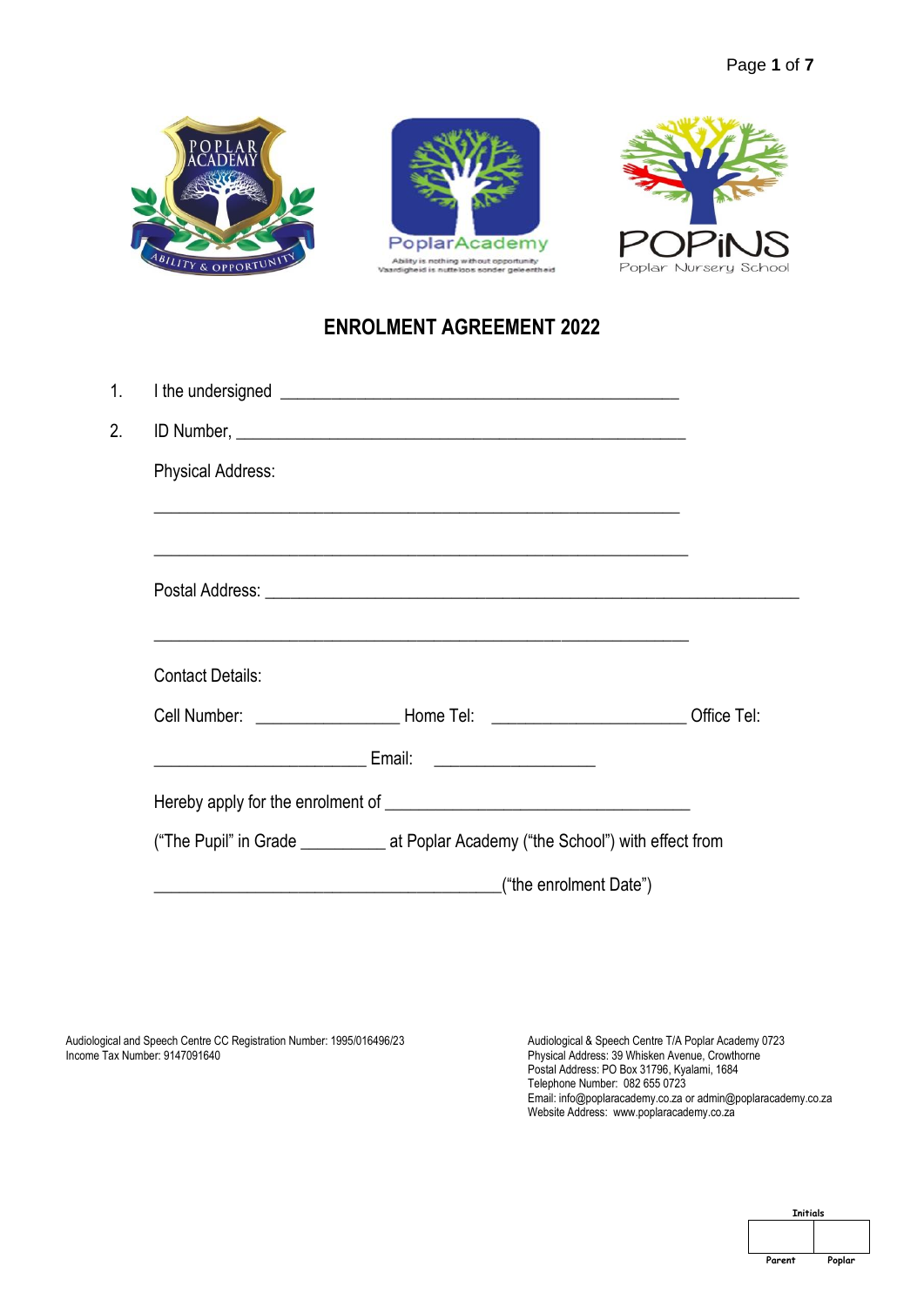# ENROLMENT AGREEMENT 2022

1. I the undersigned ______________________________________________

2. ID Number, ____________________________________________________

   Physical Address:

   ______________________________________________________________

   ______________________________________________________________

   Postal Address: ________________________________________________

   ______________________________________________________________

   Contact Details:

   Cell Number: ________________ Home Tel: ______________________ Office Tel:

   ________________________ Email: ___________________

   Hereby apply for the enrolment of __________________________________

   ("The Pupil" in Grade __________ at Poplar Academy ("the School") with effect from

   _________________________________________("the enrolment Date")

Audiological and Speech Centre CC Registration Number: 1995/016496/23
Income Tax Number: 9147091640

Audiological & Speech Centre T/A Poplar Academy 0723
Physical Address: 39 Whisken Avenue, Crowthorne
Postal Address: PO Box 31796, Kyalami, 1684
Telephone Number: 082 655 0723
Email: info@poplaracademy.co.za or admin@poplaracademy.co.za
Website Address: www.poplaracademy.co.za

| Initials | |
|---|---|
| | |
| Parent | Poplar |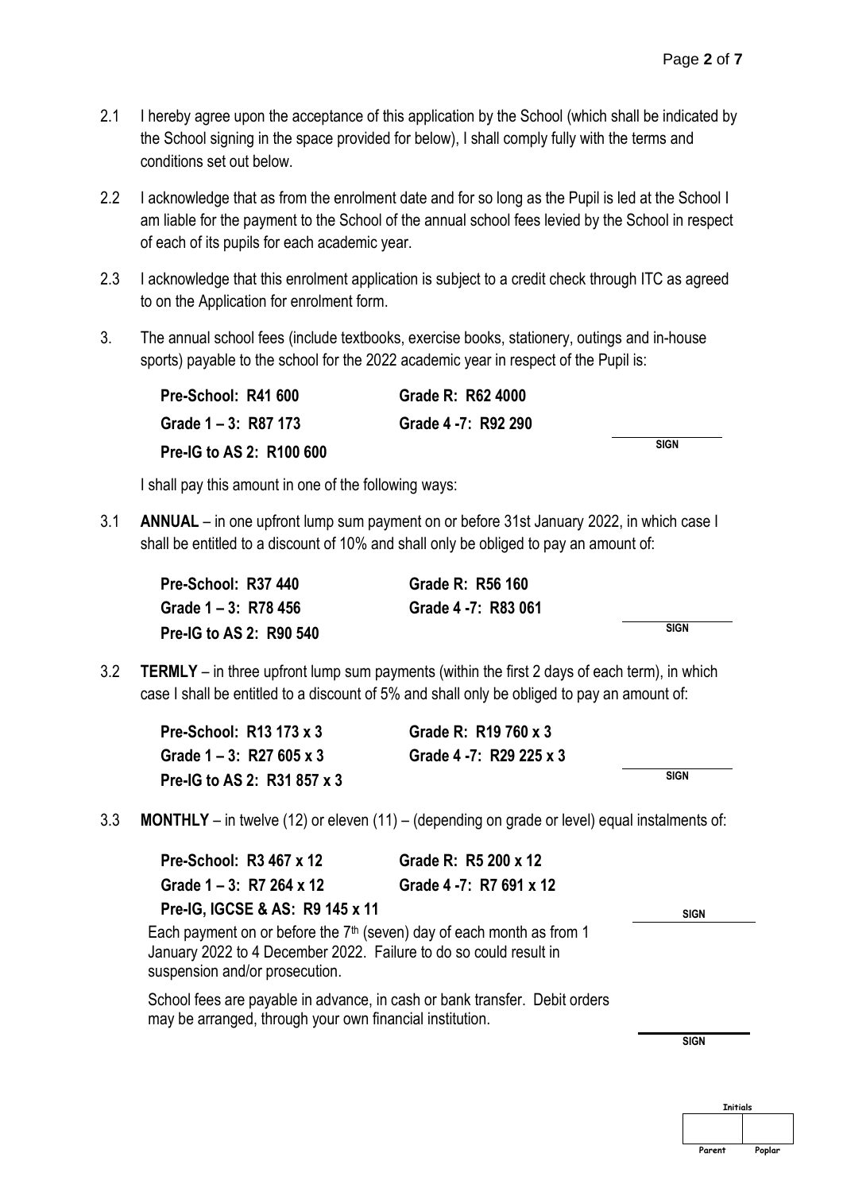2.1 I hereby agree upon the acceptance of this application by the School (which shall be indicated by the School signing in the space provided for below), I shall comply fully with the terms and conditions set out below.

2.2 I acknowledge that as from the enrolment date and for so long as the Pupil is led at the School I am liable for the payment to the School of the annual school fees levied by the School in respect of each of its pupils for each academic year.

2.3 I acknowledge that this enrolment application is subject to a credit check through ITC as agreed to on the Application for enrolment form.

3. The annual school fees (include textbooks, exercise books, stationery, outings and in-house sports) payable to the school for the 2022 academic year in respect of the Pupil is:

| | |
|---|---|
| **Pre-School: R41 600** | **Grade R: R62 4000** |
| **Grade 1 – 3: R87 173** | **Grade 4 -7: R92 290** |
| **Pre-IG to AS 2: R100 600** | |

SIGN

I shall pay this amount in one of the following ways:

3.1 **ANNUAL** – in one upfront lump sum payment on or before 31st January 2022, in which case I shall be entitled to a discount of 10% and shall only be obliged to pay an amount of:

| | |
|---|---|
| **Pre-School: R37 440** | **Grade R: R56 160** |
| **Grade 1 – 3: R78 456** | **Grade 4 -7: R83 061** |
| **Pre-IG to AS 2: R90 540** | |

SIGN

3.2 **TERMLY** – in three upfront lump sum payments (within the first 2 days of each term), in which case I shall be entitled to a discount of 5% and shall only be obliged to pay an amount of:

| | |
|---|---|
| **Pre-School: R13 173 x 3** | **Grade R: R19 760 x 3** |
| **Grade 1 – 3: R27 605 x 3** | **Grade 4 -7: R29 225 x 3** |
| **Pre-IG to AS 2: R31 857 x 3** | |

SIGN

3.3 **MONTHLY** – in twelve (12) or eleven (11) – (depending on grade or level) equal instalments of:

| | |
|---|---|
| **Pre-School: R3 467 x 12** | **Grade R: R5 200 x 12** |
| **Grade 1 – 3: R7 264 x 12** | **Grade 4 -7: R7 691 x 12** |
| **Pre-IG, IGCSE & AS: R9 145 x 11** | |

SIGN

Each payment on or before the 7th (seven) day of each month as from 1 January 2022 to 4 December 2022. Failure to do so could result in suspension and/or prosecution.

School fees are payable in advance, in cash or bank transfer. Debit orders may be arranged, through your own financial institution.

SIGN

| Initials | |
|---|---|
| | |
| Parent | Poplar |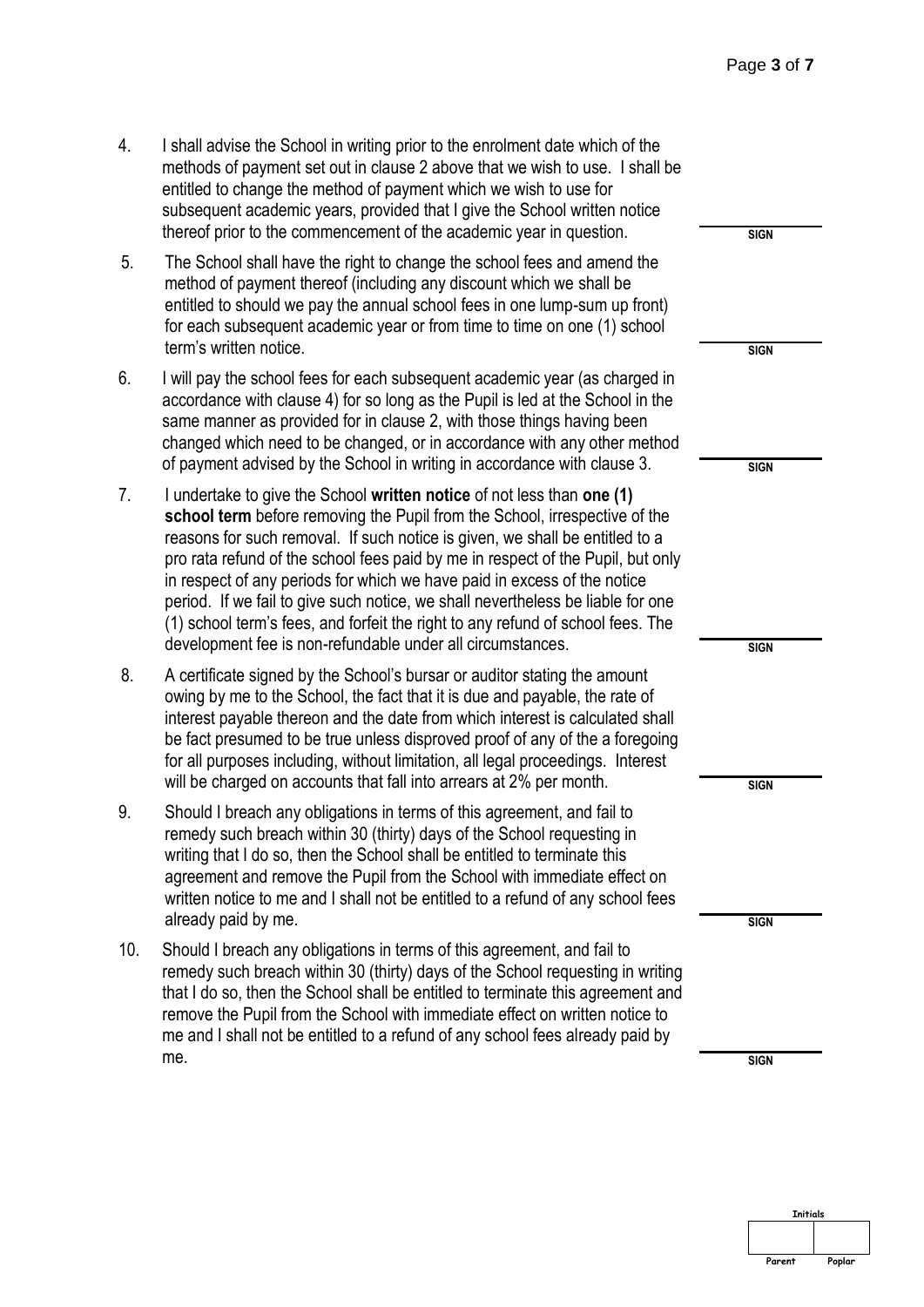4. I shall advise the School in writing prior to the enrolment date which of the methods of payment set out in clause 2 above that we wish to use. I shall be entitled to change the method of payment which we wish to use for subsequent academic years, provided that I give the School written notice thereof prior to the commencement of the academic year in question.

   SIGN

5. The School shall have the right to change the school fees and amend the method of payment thereof (including any discount which we shall be entitled to should we pay the annual school fees in one lump-sum up front) for each subsequent academic year or from time to time on one (1) school term's written notice.

   SIGN

6. I will pay the school fees for each subsequent academic year (as charged in accordance with clause 4) for so long as the Pupil is led at the School in the same manner as provided for in clause 2, with those things having been changed which need to be changed, or in accordance with any other method of payment advised by the School in writing in accordance with clause 3.

   SIGN

7. I undertake to give the School **written notice** of not less than **one (1) school term** before removing the Pupil from the School, irrespective of the reasons for such removal. If such notice is given, we shall be entitled to a pro rata refund of the school fees paid by me in respect of the Pupil, but only in respect of any periods for which we have paid in excess of the notice period. If we fail to give such notice, we shall nevertheless be liable for one (1) school term's fees, and forfeit the right to any refund of school fees. The development fee is non-refundable under all circumstances.

   SIGN

8. A certificate signed by the School's bursar or auditor stating the amount owing by me to the School, the fact that it is due and payable, the rate of interest payable thereon and the date from which interest is calculated shall be fact presumed to be true unless disproved proof of any of the a foregoing for all purposes including, without limitation, all legal proceedings. Interest will be charged on accounts that fall into arrears at 2% per month.

   SIGN

9. Should I breach any obligations in terms of this agreement, and fail to remedy such breach within 30 (thirty) days of the School requesting in writing that I do so, then the School shall be entitled to terminate this agreement and remove the Pupil from the School with immediate effect on written notice to me and I shall not be entitled to a refund of any school fees already paid by me.

   SIGN

10. Should I breach any obligations in terms of this agreement, and fail to remedy such breach within 30 (thirty) days of the School requesting in writing that I do so, then the School shall be entitled to terminate this agreement and remove the Pupil from the School with immediate effect on written notice to me and I shall not be entitled to a refund of any school fees already paid by me.

    SIGN

| Initials | |
| --- | --- |
| | |
| Parent | Poplar |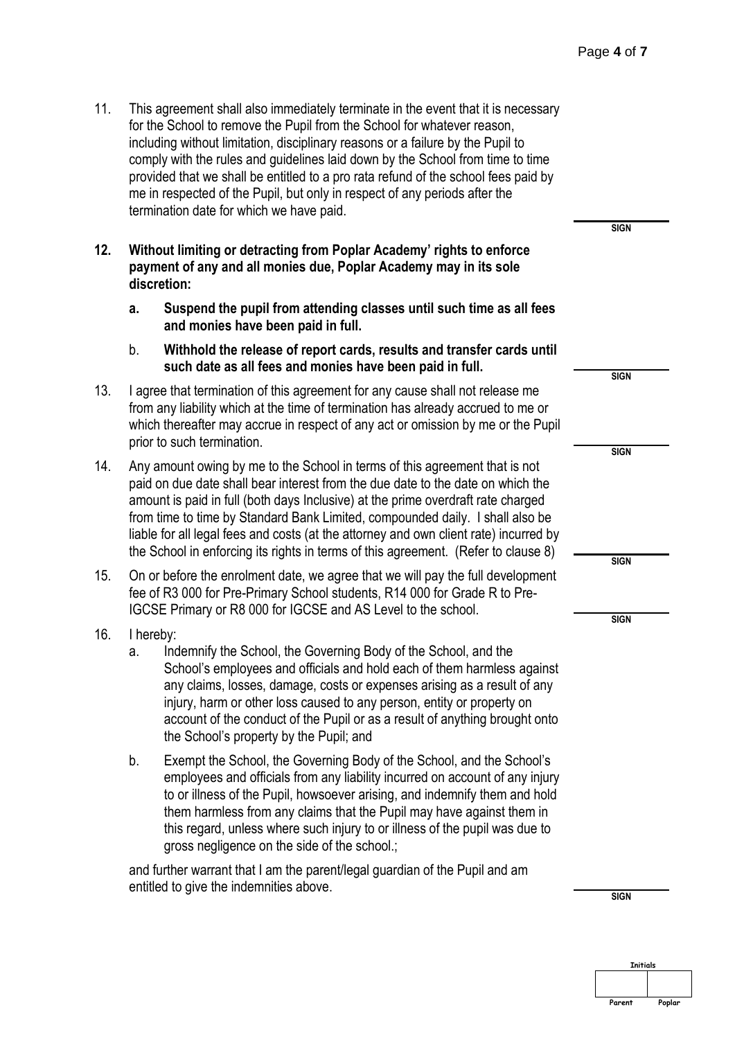11. This agreement shall also immediately terminate in the event that it is necessary for the School to remove the Pupil from the School for whatever reason, including without limitation, disciplinary reasons or a failure by the Pupil to comply with the rules and guidelines laid down by the School from time to time provided that we shall be entitled to a pro rata refund of the school fees paid by me in respected of the Pupil, but only in respect of any periods after the termination date for which we have paid.

**SIGN**

12. **Without limiting or detracting from Poplar Academy' rights to enforce payment of any and all monies due, Poplar Academy may in its sole discretion:**
    a. **Suspend the pupil from attending classes until such time as all fees and monies have been paid in full.**
    b. **Withhold the release of report cards, results and transfer cards until such date as all fees and monies have been paid in full.**

**SIGN**

13. I agree that termination of this agreement for any cause shall not release me from any liability which at the time of termination has already accrued to me or which thereafter may accrue in respect of any act or omission by me or the Pupil prior to such termination.

**SIGN**

14. Any amount owing by me to the School in terms of this agreement that is not paid on due date shall bear interest from the due date to the date on which the amount is paid in full (both days Inclusive) at the prime overdraft rate charged from time to time by Standard Bank Limited, compounded daily. I shall also be liable for all legal fees and costs (at the attorney and own client rate) incurred by the School in enforcing its rights in terms of this agreement. (Refer to clause 8)

**SIGN**

15. On or before the enrolment date, we agree that we will pay the full development fee of R3 000 for Pre-Primary School students, R14 000 for Grade R to Pre-IGCSE Primary or R8 000 for IGCSE and AS Level to the school.

**SIGN**

16. I hereby:
    a. Indemnify the School, the Governing Body of the School, and the School's employees and officials and hold each of them harmless against any claims, losses, damage, costs or expenses arising as a result of any injury, harm or other loss caused to any person, entity or property on account of the conduct of the Pupil or as a result of anything brought onto the School's property by the Pupil; and
    b. Exempt the School, the Governing Body of the School, and the School's employees and officials from any liability incurred on account of any injury to or illness of the Pupil, howsoever arising, and indemnify them and hold them harmless from any claims that the Pupil may have against them in this regard, unless where such injury to or illness of the pupil was due to gross negligence on the side of the school.;

    and further warrant that I am the parent/legal guardian of the Pupil and am entitled to give the indemnities above.

**SIGN**

| Initials | |
|---|---|
| | |
| Parent | Poplar |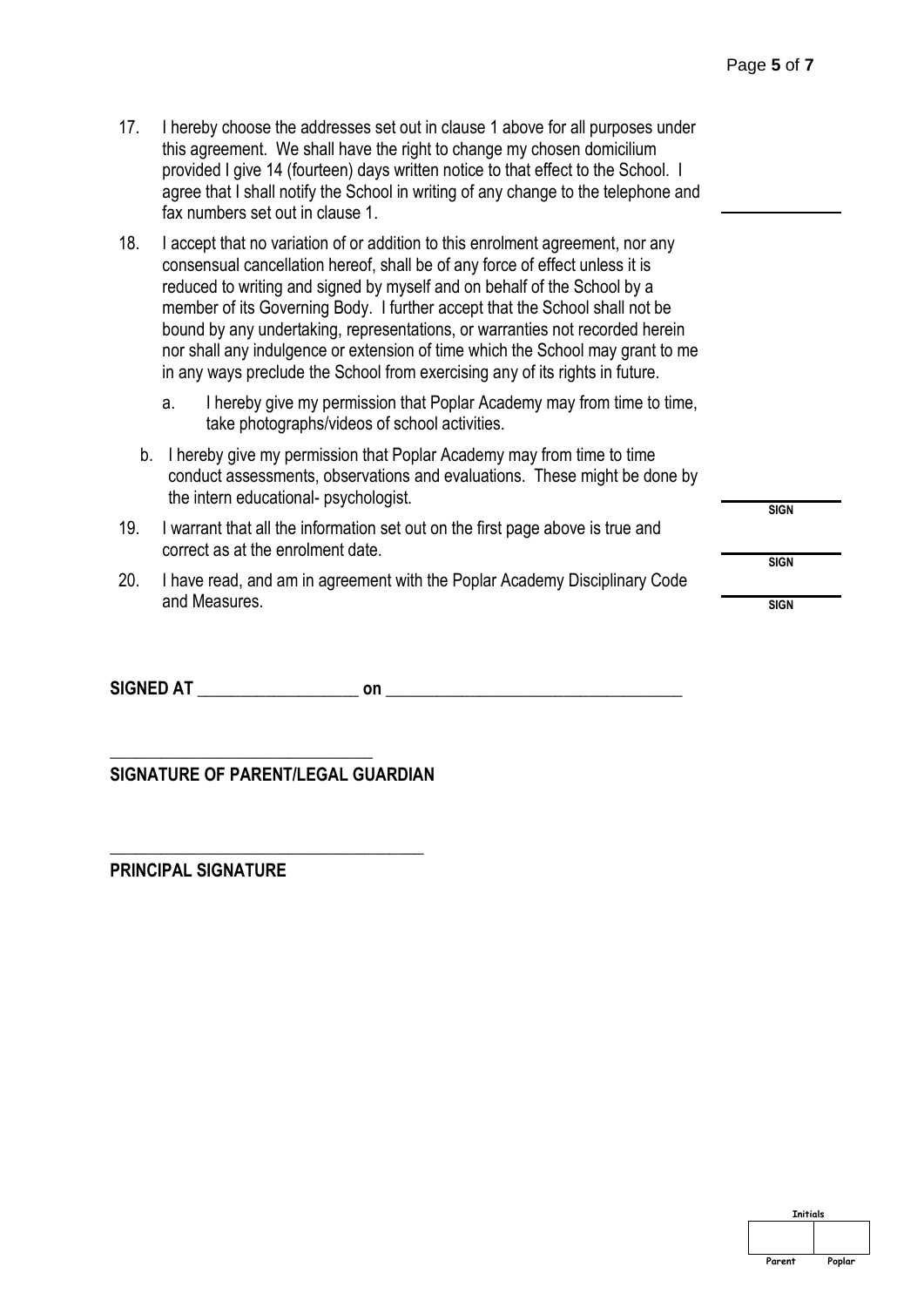17. I hereby choose the addresses set out in clause 1 above for all purposes under this agreement. We shall have the right to change my chosen domicilium provided I give 14 (fourteen) days written notice to that effect to the School. I agree that I shall notify the School in writing of any change to the telephone and fax numbers set out in clause 1.

18. I accept that no variation of or addition to this enrolment agreement, nor any consensual cancellation hereof, shall be of any force of effect unless it is reduced to writing and signed by myself and on behalf of the School by a member of its Governing Body. I further accept that the School shall not be bound by any undertaking, representations, or warranties not recorded herein nor shall any indulgence or extension of time which the School may grant to me in any ways preclude the School from exercising any of its rights in future.

    a. I hereby give my permission that Poplar Academy may from time to time, take photographs/videos of school activities.

    b. I hereby give my permission that Poplar Academy may from time to time conduct assessments, observations and evaluations. These might be done by the intern educational- psychologist.

    **SIGN**

19. I warrant that all the information set out on the first page above is true and correct as at the enrolment date.

    **SIGN**

20. I have read, and am in agreement with the Poplar Academy Disciplinary Code and Measures.

    **SIGN**

**SIGNED AT** ___________________ **on** ___________________________________

_______________________________

**SIGNATURE OF PARENT/LEGAL GUARDIAN**

_____________________________________

**PRINCIPAL SIGNATURE**

| Initials | |
|---|---|
| | |
| Parent | Poplar |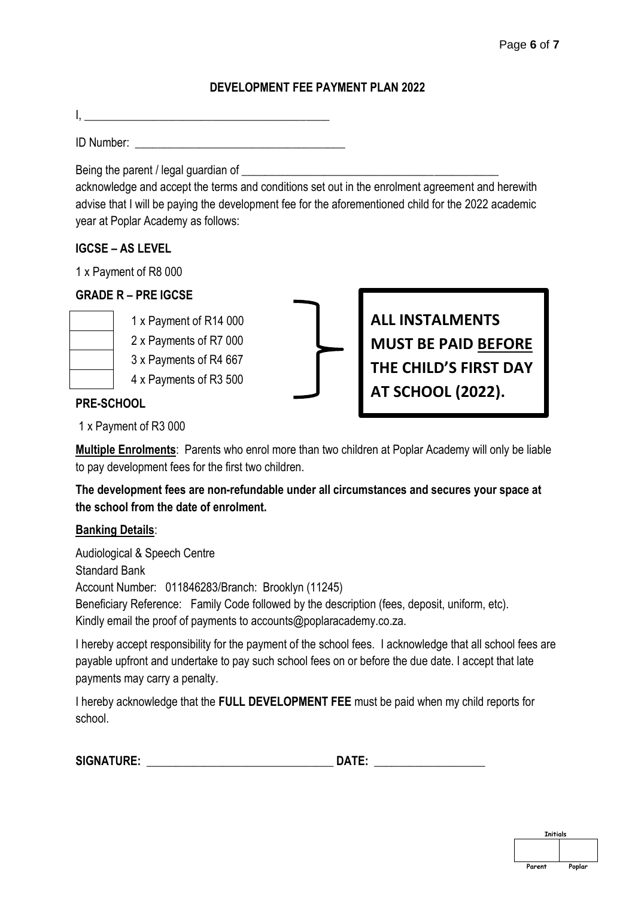**DEVELOPMENT FEE PAYMENT PLAN 2022**

I, \_\_\_\_\_\_\_\_\_\_\_\_\_\_\_\_\_\_\_\_\_\_\_\_\_\_\_\_\_\_\_\_\_\_\_\_\_\_\_\_\_\_

ID Number: \_\_\_\_\_\_\_\_\_\_\_\_\_\_\_\_\_\_\_\_\_\_\_\_\_\_\_\_\_\_\_\_\_\_\_\_\_

Being the parent / legal guardian of \_\_\_\_\_\_\_\_\_\_\_\_\_\_\_\_\_\_\_\_\_\_\_\_\_\_\_\_\_\_\_\_\_\_\_\_\_\_\_\_\_\_\_\_\_
acknowledge and accept the terms and conditions set out in the enrolment agreement and herewith advise that I will be paying the development fee for the aforementioned child for the 2022 academic year at Poplar Academy as follows:

**IGCSE – AS LEVEL**

1 x Payment of R8 000

**GRADE R – PRE IGCSE**

| | |
|---|---|
| | 1 x Payment of R14 000 |
| | 2 x Payments of R7 000 |
| | 3 x Payments of R4 667 |
| | 4 x Payments of R3 500 |

**ALL INSTALMENTS MUST BE PAID BEFORE THE CHILD'S FIRST DAY AT SCHOOL (2022).**

**PRE-SCHOOL**

1 x Payment of R3 000

**Multiple Enrolments**: Parents who enrol more than two children at Poplar Academy will only be liable to pay development fees for the first two children.

**The development fees are non-refundable under all circumstances and secures your space at the school from the date of enrolment.**

**Banking Details**:

Audiological & Speech Centre
Standard Bank
Account Number: 011846283/Branch: Brooklyn (11245)
Beneficiary Reference: Family Code followed by the description (fees, deposit, uniform, etc).
Kindly email the proof of payments to accounts@poplaracademy.co.za.

I hereby accept responsibility for the payment of the school fees. I acknowledge that all school fees are payable upfront and undertake to pay such school fees on or before the due date. I accept that late payments may carry a penalty.

I hereby acknowledge that the **FULL DEVELOPMENT FEE** must be paid when my child reports for school.

**SIGNATURE:** \_\_\_\_\_\_\_\_\_\_\_\_\_\_\_\_\_\_\_\_\_\_\_\_\_\_\_\_\_\_\_\_\_ **DATE:** \_\_\_\_\_\_\_\_\_\_\_\_\_\_\_\_\_\_\_\_

| Initials | |
|---|---|
| | |
| Parent | Poplar |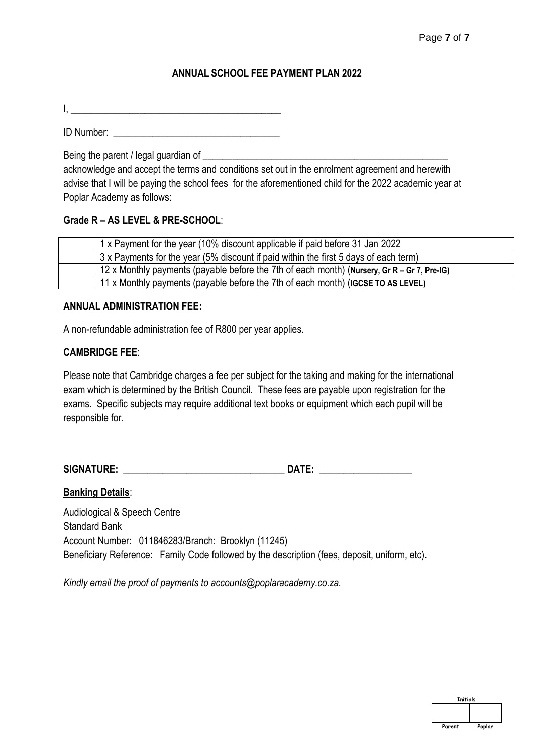## ANNUAL SCHOOL FEE PAYMENT PLAN 2022

I, ___________________________________________

ID Number: __________________________________

Being the parent / legal guardian of ___________________________________________________ acknowledge and accept the terms and conditions set out in the enrolment agreement and herewith advise that I will be paying the school fees for the aforementioned child for the 2022 academic year at Poplar Academy as follows:

**Grade R – AS LEVEL & PRE-SCHOOL**:

| | |
|---|---|
| | 1 x Payment for the year (10% discount applicable if paid before 31 Jan 2022 |
| | 3 x Payments for the year (5% discount if paid within the first 5 days of each term) |
| | 12 x Monthly payments (payable before the 7th of each month) (**Nursery, Gr R – Gr 7, Pre-IG)** |
| | 11 x Monthly payments (payable before the 7th of each month) (**IGCSE TO AS LEVEL)** |

**ANNUAL ADMINISTRATION FEE:**

A non-refundable administration fee of R800 per year applies.

**CAMBRIDGE FEE**:

Please note that Cambridge charges a fee per subject for the taking and making for the international exam which is determined by the British Council. These fees are payable upon registration for the exams. Specific subjects may require additional text books or equipment which each pupil will be responsible for.

**SIGNATURE:** _________________________________ **DATE:** ___________________

**Banking Details**:

Audiological & Speech Centre
Standard Bank
Account Number: 011846283/Branch: Brooklyn (11245)
Beneficiary Reference: Family Code followed by the description (fees, deposit, uniform, etc).

*Kindly email the proof of payments to accounts@poplaracademy.co.za.*

| Initials | |
|---|---|
| | |
| Parent | Poplar |